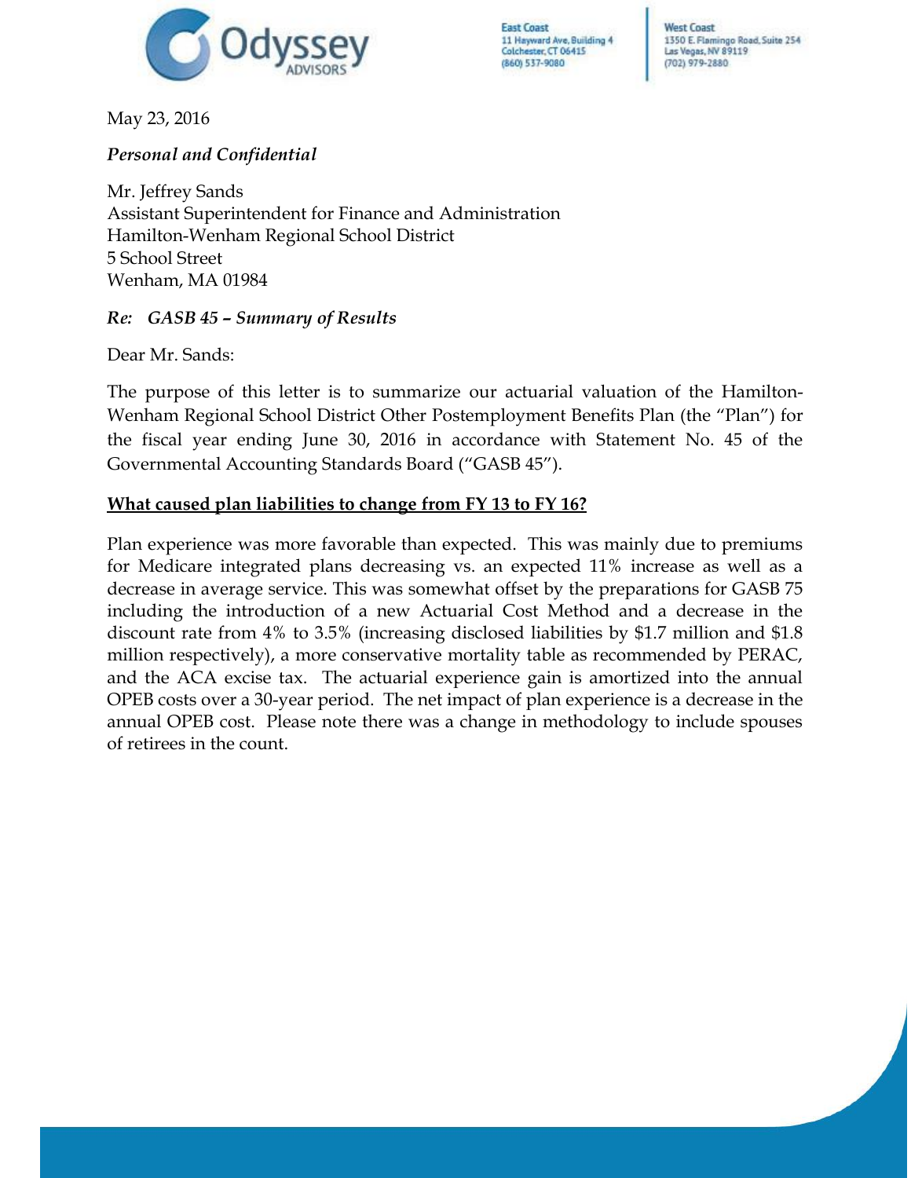Odyssey ADVISORS

East Coast
11 Hayward Ave, Building 4
Colchester, CT 06415
(860) 537-9080

West Coast
1350 E. Flamingo Road, Suite 254
Las Vegas, NV 89119
(702) 979-2880

May 23, 2016

*Personal and Confidential*

Mr. Jeffrey Sands
Assistant Superintendent for Finance and Administration
Hamilton-Wenham Regional School District
5 School Street
Wenham, MA 01984

***Re: GASB 45 – Summary of Results***

Dear Mr. Sands:

The purpose of this letter is to summarize our actuarial valuation of the Hamilton-Wenham Regional School District Other Postemployment Benefits Plan (the "Plan") for the fiscal year ending June 30, 2016 in accordance with Statement No. 45 of the Governmental Accounting Standards Board ("GASB 45").

**What caused plan liabilities to change from FY 13 to FY 16?**

Plan experience was more favorable than expected. This was mainly due to premiums for Medicare integrated plans decreasing vs. an expected 11% increase as well as a decrease in average service. This was somewhat offset by the preparations for GASB 75 including the introduction of a new Actuarial Cost Method and a decrease in the discount rate from 4% to 3.5% (increasing disclosed liabilities by $1.7 million and $1.8 million respectively), a more conservative mortality table as recommended by PERAC, and the ACA excise tax. The actuarial experience gain is amortized into the annual OPEB costs over a 30-year period. The net impact of plan experience is a decrease in the annual OPEB cost. Please note there was a change in methodology to include spouses of retirees in the count.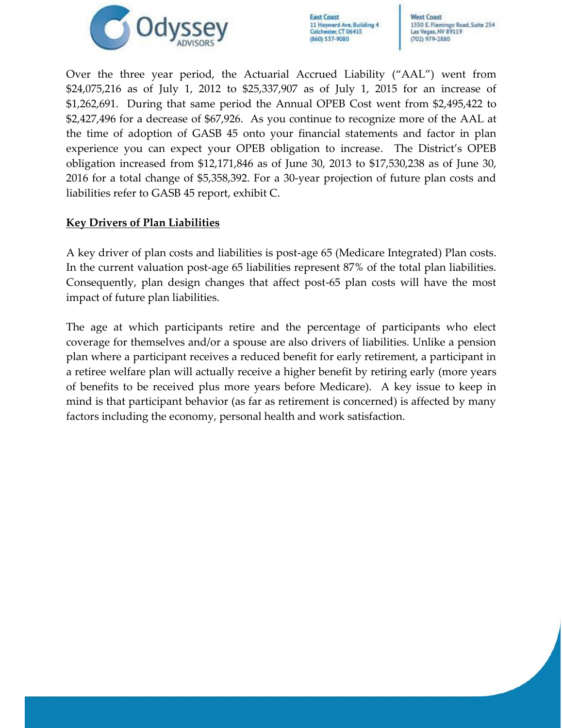Over the three year period, the Actuarial Accrued Liability ("AAL") went from $24,075,216 as of July 1, 2012 to $25,337,907 as of July 1, 2015 for an increase of $1,262,691. During that same period the Annual OPEB Cost went from $2,495,422 to $2,427,496 for a decrease of $67,926. As you continue to recognize more of the AAL at the time of adoption of GASB 45 onto your financial statements and factor in plan experience you can expect your OPEB obligation to increase. The District's OPEB obligation increased from $12,171,846 as of June 30, 2013 to $17,530,238 as of June 30, 2016 for a total change of $5,358,392. For a 30-year projection of future plan costs and liabilities refer to GASB 45 report, exhibit C.

**Key Drivers of Plan Liabilities**

A key driver of plan costs and liabilities is post-age 65 (Medicare Integrated) Plan costs. In the current valuation post-age 65 liabilities represent 87% of the total plan liabilities. Consequently, plan design changes that affect post-65 plan costs will have the most impact of future plan liabilities.

The age at which participants retire and the percentage of participants who elect coverage for themselves and/or a spouse are also drivers of liabilities. Unlike a pension plan where a participant receives a reduced benefit for early retirement, a participant in a retiree welfare plan will actually receive a higher benefit by retiring early (more years of benefits to be received plus more years before Medicare). A key issue to keep in mind is that participant behavior (as far as retirement is concerned) is affected by many factors including the economy, personal health and work satisfaction.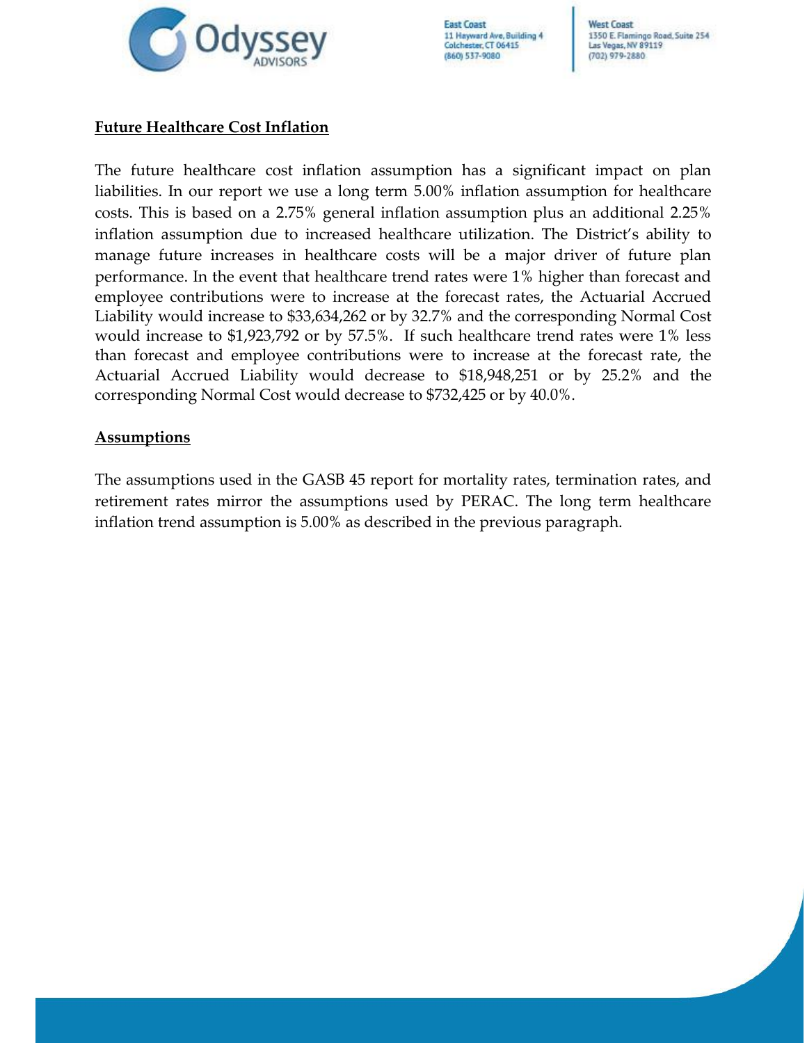**Future Healthcare Cost Inflation**

The future healthcare cost inflation assumption has a significant impact on plan liabilities. In our report we use a long term 5.00% inflation assumption for healthcare costs. This is based on a 2.75% general inflation assumption plus an additional 2.25% inflation assumption due to increased healthcare utilization. The District's ability to manage future increases in healthcare costs will be a major driver of future plan performance. In the event that healthcare trend rates were 1% higher than forecast and employee contributions were to increase at the forecast rates, the Actuarial Accrued Liability would increase to $33,634,262 or by 32.7% and the corresponding Normal Cost would increase to $1,923,792 or by 57.5%. If such healthcare trend rates were 1% less than forecast and employee contributions were to increase at the forecast rate, the Actuarial Accrued Liability would decrease to $18,948,251 or by 25.2% and the corresponding Normal Cost would decrease to $732,425 or by 40.0%.

**Assumptions**

The assumptions used in the GASB 45 report for mortality rates, termination rates, and retirement rates mirror the assumptions used by PERAC. The long term healthcare inflation trend assumption is 5.00% as described in the previous paragraph.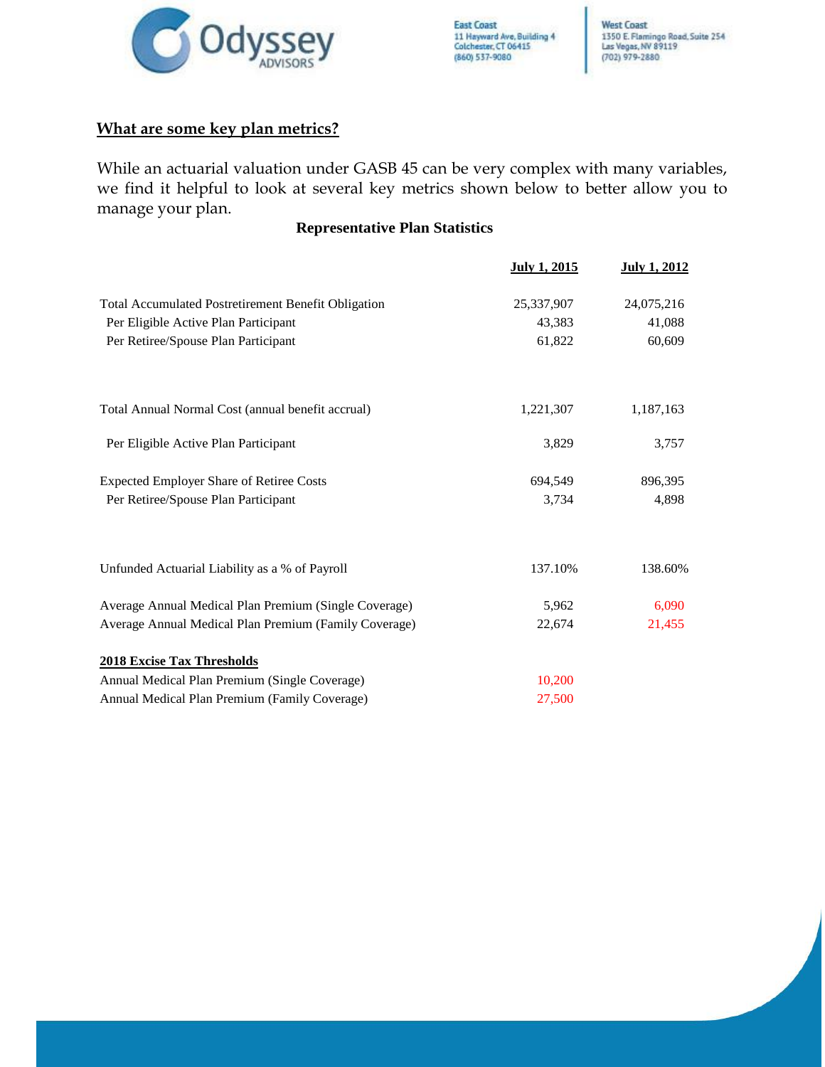## What are some key plan metrics?

While an actuarial valuation under GASB 45 can be very complex with many variables, we find it helpful to look at several key metrics shown below to better allow you to manage your plan.

**Representative Plan Statistics**

| | July 1, 2015 | July 1, 2012 |
|---|---|---|
| Total Accumulated Postretirement Benefit Obligation | 25,337,907 | 24,075,216 |
| Per Eligible Active Plan Participant | 43,383 | 41,088 |
| Per Retiree/Spouse Plan Participant | 61,822 | 60,609 |
| Total Annual Normal Cost (annual benefit accrual) | 1,221,307 | 1,187,163 |
| Per Eligible Active Plan Participant | 3,829 | 3,757 |
| Expected Employer Share of Retiree Costs | 694,549 | 896,395 |
| Per Retiree/Spouse Plan Participant | 3,734 | 4,898 |
| Unfunded Actuarial Liability as a % of Payroll | 137.10% | 138.60% |
| Average Annual Medical Plan Premium (Single Coverage) | 5,962 | 6,090 |
| Average Annual Medical Plan Premium (Family Coverage) | 22,674 | 21,455 |
| **2018 Excise Tax Thresholds** | | |
| Annual Medical Plan Premium (Single Coverage) | 10,200 | |
| Annual Medical Plan Premium (Family Coverage) | 27,500 | |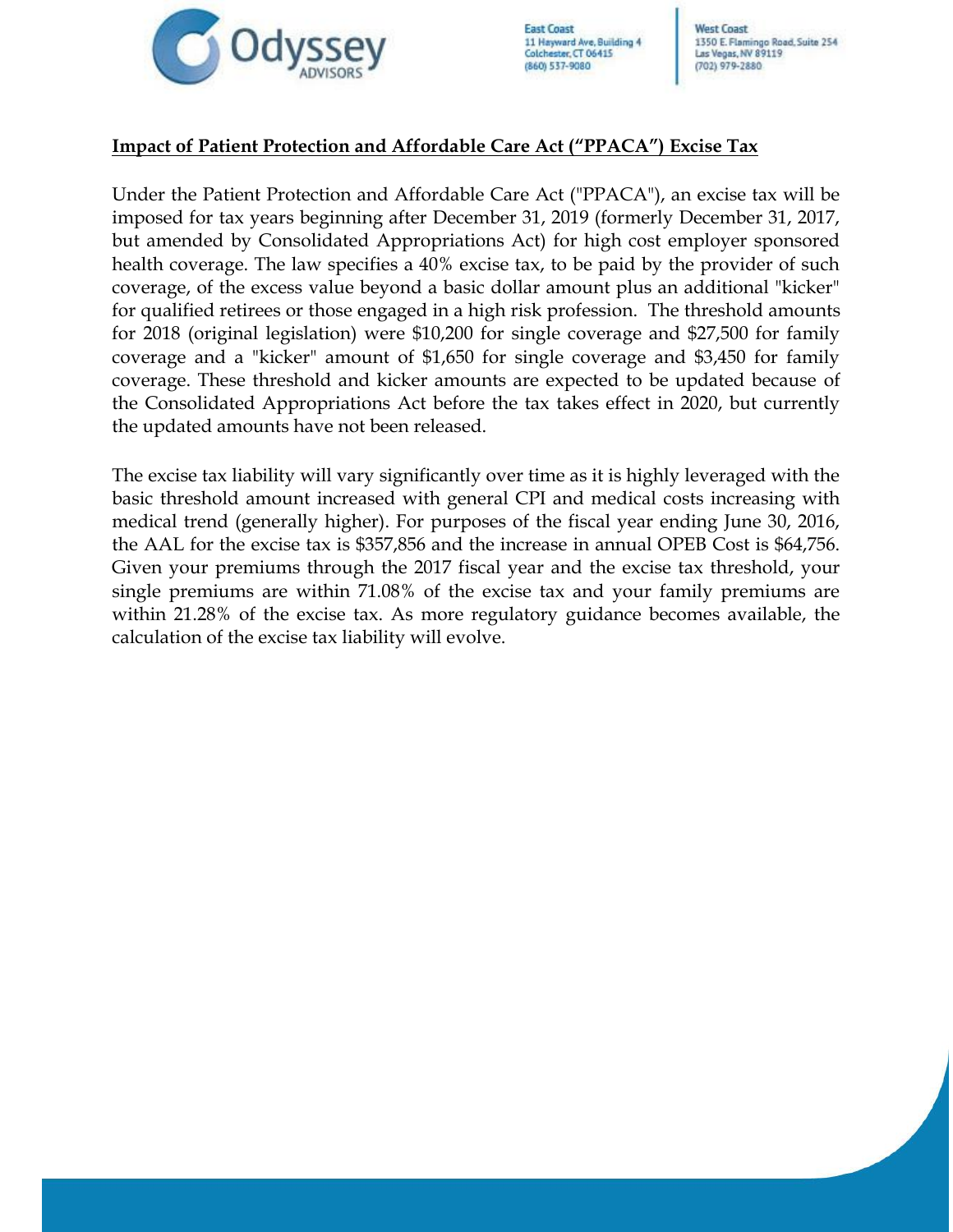## Impact of Patient Protection and Affordable Care Act ("PPACA") Excise Tax

Under the Patient Protection and Affordable Care Act ("PPACA"), an excise tax will be imposed for tax years beginning after December 31, 2019 (formerly December 31, 2017, but amended by Consolidated Appropriations Act) for high cost employer sponsored health coverage. The law specifies a 40% excise tax, to be paid by the provider of such coverage, of the excess value beyond a basic dollar amount plus an additional "kicker" for qualified retirees or those engaged in a high risk profession. The threshold amounts for 2018 (original legislation) were $10,200 for single coverage and $27,500 for family coverage and a "kicker" amount of $1,650 for single coverage and $3,450 for family coverage. These threshold and kicker amounts are expected to be updated because of the Consolidated Appropriations Act before the tax takes effect in 2020, but currently the updated amounts have not been released.

The excise tax liability will vary significantly over time as it is highly leveraged with the basic threshold amount increased with general CPI and medical costs increasing with medical trend (generally higher). For purposes of the fiscal year ending June 30, 2016, the AAL for the excise tax is $357,856 and the increase in annual OPEB Cost is $64,756. Given your premiums through the 2017 fiscal year and the excise tax threshold, your single premiums are within 71.08% of the excise tax and your family premiums are within 21.28% of the excise tax. As more regulatory guidance becomes available, the calculation of the excise tax liability will evolve.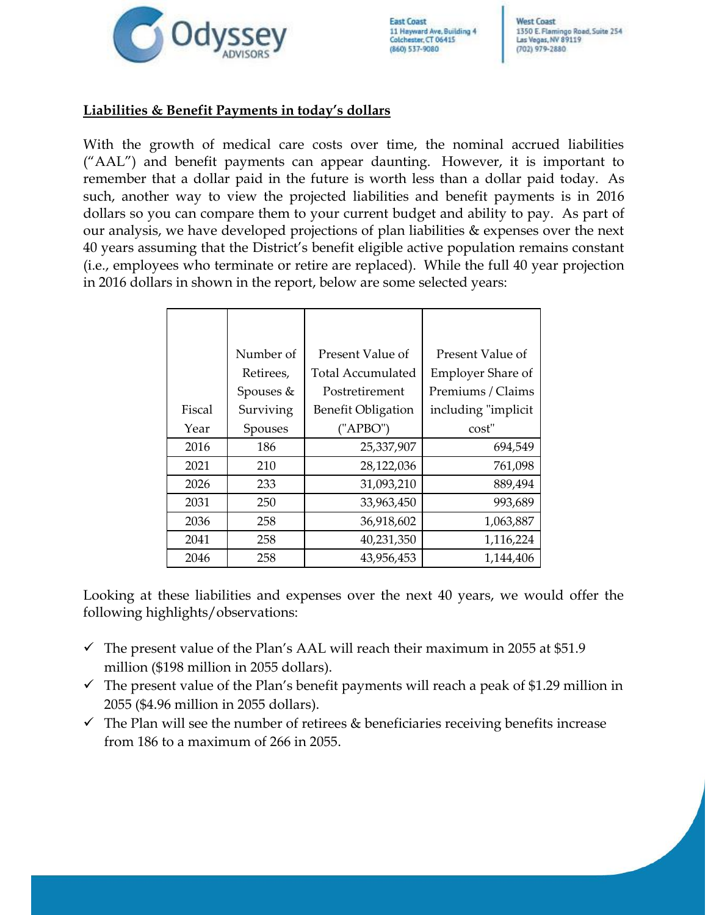## Liabilities & Benefit Payments in today's dollars

With the growth of medical care costs over time, the nominal accrued liabilities ("AAL") and benefit payments can appear daunting. However, it is important to remember that a dollar paid in the future is worth less than a dollar paid today. As such, another way to view the projected liabilities and benefit payments is in 2016 dollars so you can compare them to your current budget and ability to pay. As part of our analysis, we have developed projections of plan liabilities & expenses over the next 40 years assuming that the District's benefit eligible active population remains constant (i.e., employees who terminate or retire are replaced). While the full 40 year projection in 2016 dollars in shown in the report, below are some selected years:

| Fiscal Year | Number of Retirees, Spouses & Surviving Spouses | Present Value of Total Accumulated Postretirement Benefit Obligation ("APBO") | Present Value of Employer Share of Premiums / Claims including "implicit cost" |
|---|---|---|---|
| 2016 | 186 | 25,337,907 | 694,549 |
| 2021 | 210 | 28,122,036 | 761,098 |
| 2026 | 233 | 31,093,210 | 889,494 |
| 2031 | 250 | 33,963,450 | 993,689 |
| 2036 | 258 | 36,918,602 | 1,063,887 |
| 2041 | 258 | 40,231,350 | 1,116,224 |
| 2046 | 258 | 43,956,453 | 1,144,406 |

Looking at these liabilities and expenses over the next 40 years, we would offer the following highlights/observations:

- ✓ The present value of the Plan's AAL will reach their maximum in 2055 at $51.9 million ($198 million in 2055 dollars).
- ✓ The present value of the Plan's benefit payments will reach a peak of $1.29 million in 2055 ($4.96 million in 2055 dollars).
- ✓ The Plan will see the number of retirees & beneficiaries receiving benefits increase from 186 to a maximum of 266 in 2055.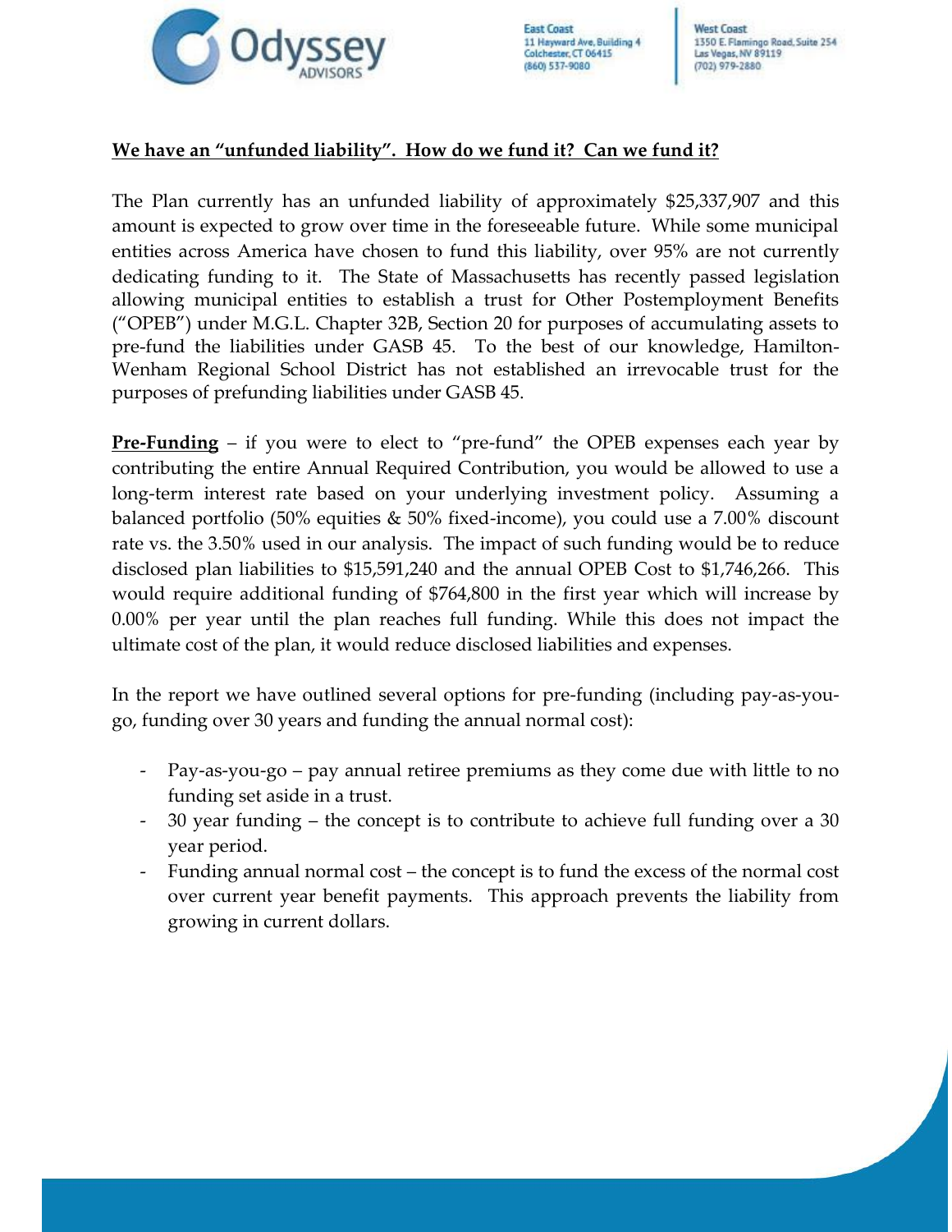**We have an "unfunded liability". How do we fund it? Can we fund it?**

The Plan currently has an unfunded liability of approximately $25,337,907 and this amount is expected to grow over time in the foreseeable future. While some municipal entities across America have chosen to fund this liability, over 95% are not currently dedicating funding to it. The State of Massachusetts has recently passed legislation allowing municipal entities to establish a trust for Other Postemployment Benefits ("OPEB") under M.G.L. Chapter 32B, Section 20 for purposes of accumulating assets to pre-fund the liabilities under GASB 45. To the best of our knowledge, Hamilton-Wenham Regional School District has not established an irrevocable trust for the purposes of prefunding liabilities under GASB 45.

**Pre-Funding** – if you were to elect to "pre-fund" the OPEB expenses each year by contributing the entire Annual Required Contribution, you would be allowed to use a long-term interest rate based on your underlying investment policy. Assuming a balanced portfolio (50% equities & 50% fixed-income), you could use a 7.00% discount rate vs. the 3.50% used in our analysis. The impact of such funding would be to reduce disclosed plan liabilities to $15,591,240 and the annual OPEB Cost to $1,746,266. This would require additional funding of $764,800 in the first year which will increase by 0.00% per year until the plan reaches full funding. While this does not impact the ultimate cost of the plan, it would reduce disclosed liabilities and expenses.

In the report we have outlined several options for pre-funding (including pay-as-you-go, funding over 30 years and funding the annual normal cost):

- Pay-as-you-go – pay annual retiree premiums as they come due with little to no funding set aside in a trust.
- 30 year funding – the concept is to contribute to achieve full funding over a 30 year period.
- Funding annual normal cost – the concept is to fund the excess of the normal cost over current year benefit payments. This approach prevents the liability from growing in current dollars.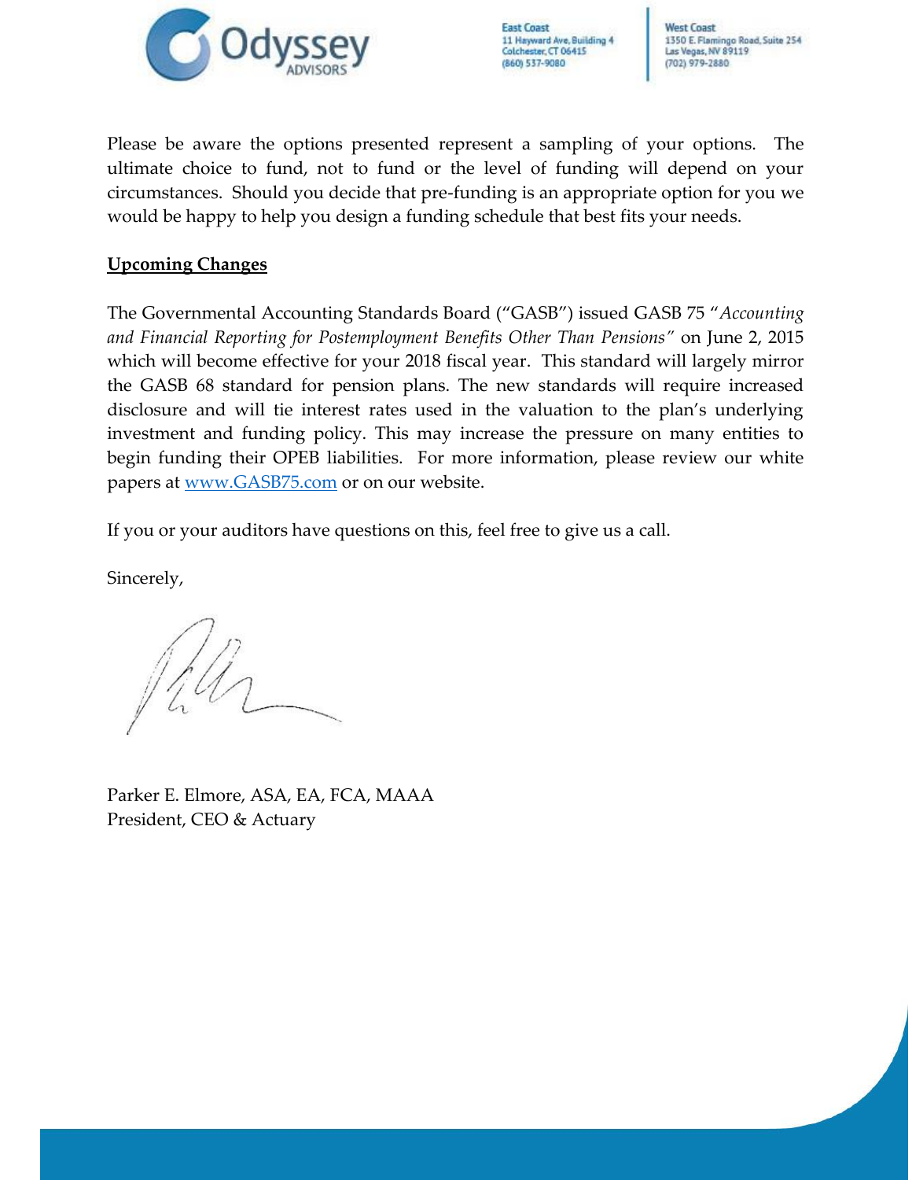Please be aware the options presented represent a sampling of your options. The ultimate choice to fund, not to fund or the level of funding will depend on your circumstances. Should you decide that pre-funding is an appropriate option for you we would be happy to help you design a funding schedule that best fits your needs.

## Upcoming Changes

The Governmental Accounting Standards Board ("GASB") issued GASB 75 "*Accounting and Financial Reporting for Postemployment Benefits Other Than Pensions"* on June 2, 2015 which will become effective for your 2018 fiscal year. This standard will largely mirror the GASB 68 standard for pension plans. The new standards will require increased disclosure and will tie interest rates used in the valuation to the plan's underlying investment and funding policy. This may increase the pressure on many entities to begin funding their OPEB liabilities. For more information, please review our white papers at www.GASB75.com or on our website.

If you or your auditors have questions on this, feel free to give us a call.

Sincerely,

Parker E. Elmore, ASA, EA, FCA, MAAA
President, CEO & Actuary